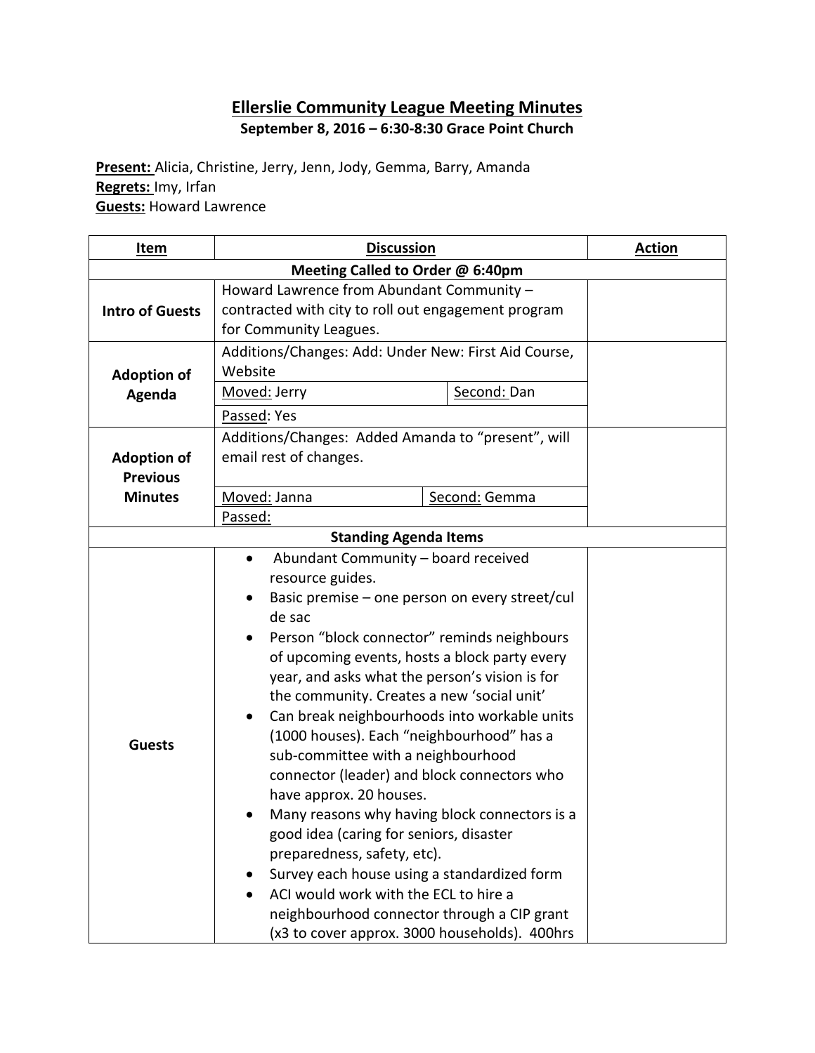# Ellerslie Community League Meeting Minutes

**September 8, 2016 – 6:30-8:30 Grace Point Church**

**Present:** Alicia, Christine, Jerry, Jenn, Jody, Gemma, Barry, Amanda
**Regrets:** Imy, Irfan
**Guests:** Howard Lawrence

| Item | Discussion | | Action |
|---|---|---|---|
| **Meeting Called to Order @ 6:40pm** | | | |
| **Intro of Guests** | Howard Lawrence from Abundant Community – contracted with city to roll out engagement program for Community Leagues. | | |
| **Adoption of Agenda** | Additions/Changes: Add: Under New: First Aid Course, Website | | |
| | Moved: Jerry | Second: Dan | |
| | Passed: Yes | | |
| **Adoption of Previous Minutes** | Additions/Changes: Added Amanda to "present", will email rest of changes. | | |
| | Moved: Janna | Second: Gemma | |
| | Passed: | | |
| **Standing Agenda Items** | | | |
| **Guests** | • Abundant Community – board received resource guides.<br>• Basic premise – one person on every street/cul de sac<br>• Person "block connector" reminds neighbours of upcoming events, hosts a block party every year, and asks what the person's vision is for the community. Creates a new 'social unit'<br>• Can break neighbourhoods into workable units (1000 houses). Each "neighbourhood" has a sub-committee with a neighbourhood connector (leader) and block connectors who have approx. 20 houses.<br>• Many reasons why having block connectors is a good idea (caring for seniors, disaster preparedness, safety, etc).<br>• Survey each house using a standardized form<br>• ACI would work with the ECL to hire a neighbourhood connector through a CIP grant (x3 to cover approx. 3000 households). 400hrs | | |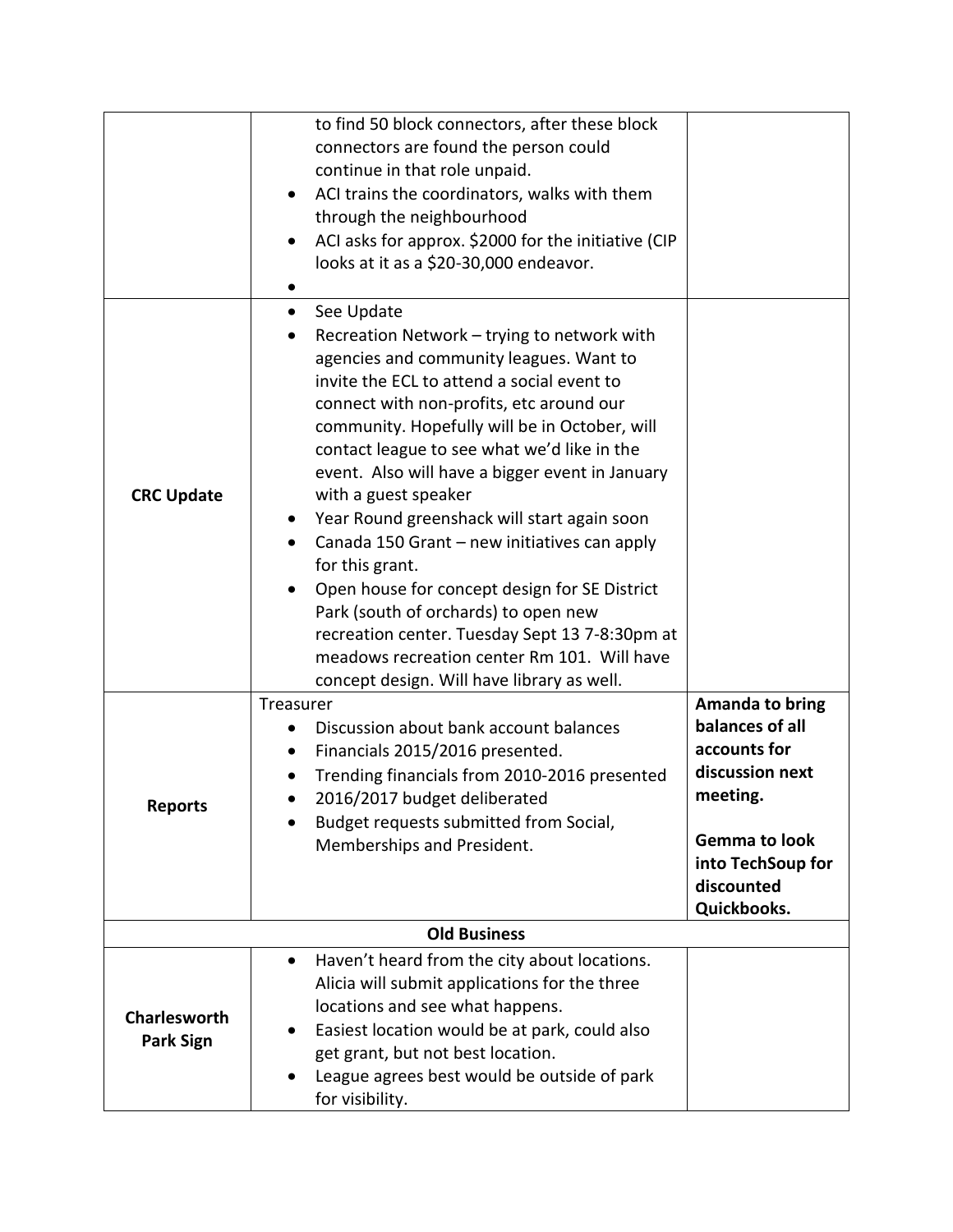| | | |
|---|---|---|
| | to find 50 block connectors, after these block connectors are found the person could continue in that role unpaid.<br>• ACI trains the coordinators, walks with them through the neighbourhood<br>• ACI asks for approx. $2000 for the initiative (CIP looks at it as a $20-30,000 endeavor.<br>• | |
| **CRC Update** | • See Update<br>• Recreation Network – trying to network with agencies and community leagues. Want to invite the ECL to attend a social event to connect with non-profits, etc around our community. Hopefully will be in October, will contact league to see what we'd like in the event. Also will have a bigger event in January with a guest speaker<br>• Year Round greenshack will start again soon<br>• Canada 150 Grant – new initiatives can apply for this grant.<br>• Open house for concept design for SE District Park (south of orchards) to open new recreation center. Tuesday Sept 13 7-8:30pm at meadows recreation center Rm 101. Will have concept design. Will have library as well. | |
| **Reports** | Treasurer<br>• Discussion about bank account balances<br>• Financials 2015/2016 presented.<br>• Trending financials from 2010-2016 presented<br>• 2016/2017 budget deliberated<br>• Budget requests submitted from Social, Memberships and President. | **Amanda to bring balances of all accounts for discussion next meeting.**<br><br>**Gemma to look into TechSoup for discounted Quickbooks.** |
| **Old Business** | | |
| **Charlesworth Park Sign** | • Haven't heard from the city about locations. Alicia will submit applications for the three locations and see what happens.<br>• Easiest location would be at park, could also get grant, but not best location.<br>• League agrees best would be outside of park for visibility. | |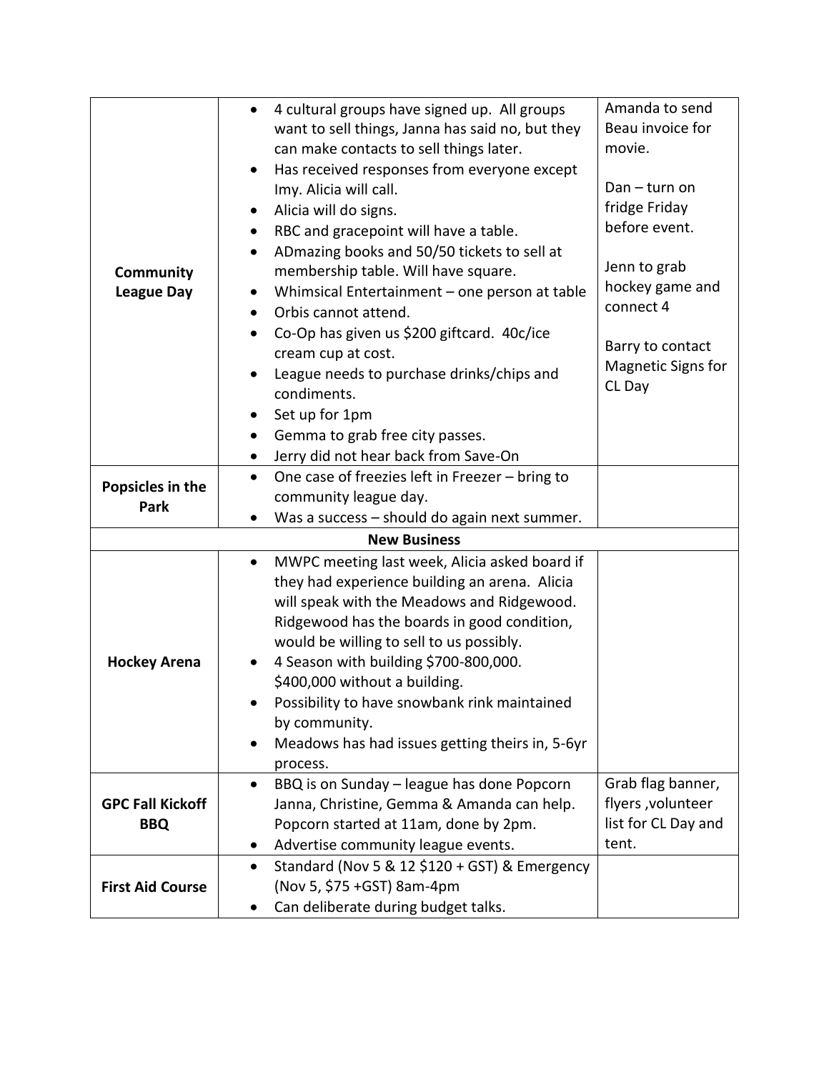| | | |
|---|---|---|
| **Community League Day** | • 4 cultural groups have signed up. All groups want to sell things, Janna has said no, but they can make contacts to sell things later.<br>• Has received responses from everyone except Imy. Alicia will call.<br>• Alicia will do signs.<br>• RBC and gracepoint will have a table.<br>• ADmazing books and 50/50 tickets to sell at membership table. Will have square.<br>• Whimsical Entertainment – one person at table<br>• Orbis cannot attend.<br>• Co-Op has given us $200 giftcard. 40c/ice cream cup at cost.<br>• League needs to purchase drinks/chips and condiments.<br>• Set up for 1pm<br>• Gemma to grab free city passes.<br>• Jerry did not hear back from Save-On | Amanda to send Beau invoice for movie.<br><br>Dan – turn on fridge Friday before event.<br><br>Jenn to grab hockey game and connect 4<br><br>Barry to contact Magnetic Signs for CL Day |
| **Popsicles in the Park** | • One case of freezies left in Freezer – bring to community league day.<br>• Was a success – should do again next summer. | |
| | **New Business** | |
| **Hockey Arena** | • MWPC meeting last week, Alicia asked board if they had experience building an arena. Alicia will speak with the Meadows and Ridgewood. Ridgewood has the boards in good condition, would be willing to sell to us possibly.<br>• 4 Season with building $700-800,000. $400,000 without a building.<br>• Possibility to have snowbank rink maintained by community.<br>• Meadows has had issues getting theirs in, 5-6yr process. | |
| **GPC Fall Kickoff BBQ** | • BBQ is on Sunday – league has done Popcorn Janna, Christine, Gemma & Amanda can help. Popcorn started at 11am, done by 2pm.<br>• Advertise community league events. | Grab flag banner, flyers ,volunteer list for CL Day and tent. |
| **First Aid Course** | • Standard (Nov 5 & 12 $120 + GST) & Emergency (Nov 5, $75 +GST) 8am-4pm<br>• Can deliberate during budget talks. | |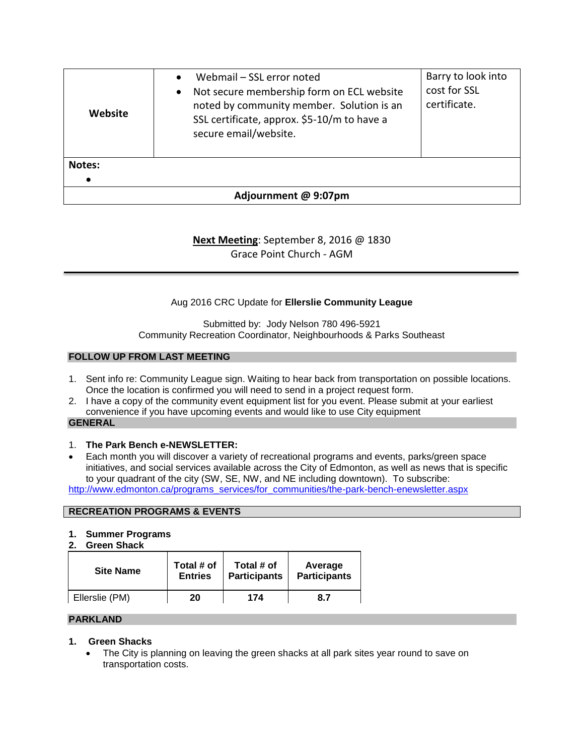| Website | • Webmail – SSL error noted<br>• Not secure membership form on ECL website noted by community member. Solution is an SSL certificate, approx. $5-10/m to have a secure email/website. | Barry to look into cost for SSL certificate. |
|---|---|---|

**Notes:**

- 

**Adjournment @ 9:07pm**

**Next Meeting**: September 8, 2016 @ 1830
Grace Point Church - AGM

---

Aug 2016 CRC Update for **Ellerslie Community League**

Submitted by: Jody Nelson 780 496-5921
Community Recreation Coordinator, Neighbourhoods & Parks Southeast

## FOLLOW UP FROM LAST MEETING

1. Sent info re: Community League sign. Waiting to hear back from transportation on possible locations. Once the location is confirmed you will need to send in a project request form.
2. I have a copy of the community event equipment list for you event. Please submit at your earliest convenience if you have upcoming events and would like to use City equipment

## GENERAL

1. **The Park Bench e-NEWSLETTER:**

- Each month you will discover a variety of recreational programs and events, parks/green space initiatives, and social services available across the City of Edmonton, as well as news that is specific to your quadrant of the city (SW, SE, NW, and NE including downtown). To subscribe:

http://www.edmonton.ca/programs_services/for_communities/the-park-bench-enewsletter.aspx

## RECREATION PROGRAMS & EVENTS

1. **Summer Programs**
2. **Green Shack**

| Site Name | Total # of Entries | Total # of Participants | Average Participants |
|---|---|---|---|
| Ellerslie (PM) | **20** | **174** | **8.7** |

## PARKLAND

1. **Green Shacks**
   - The City is planning on leaving the green shacks at all park sites year round to save on transportation costs.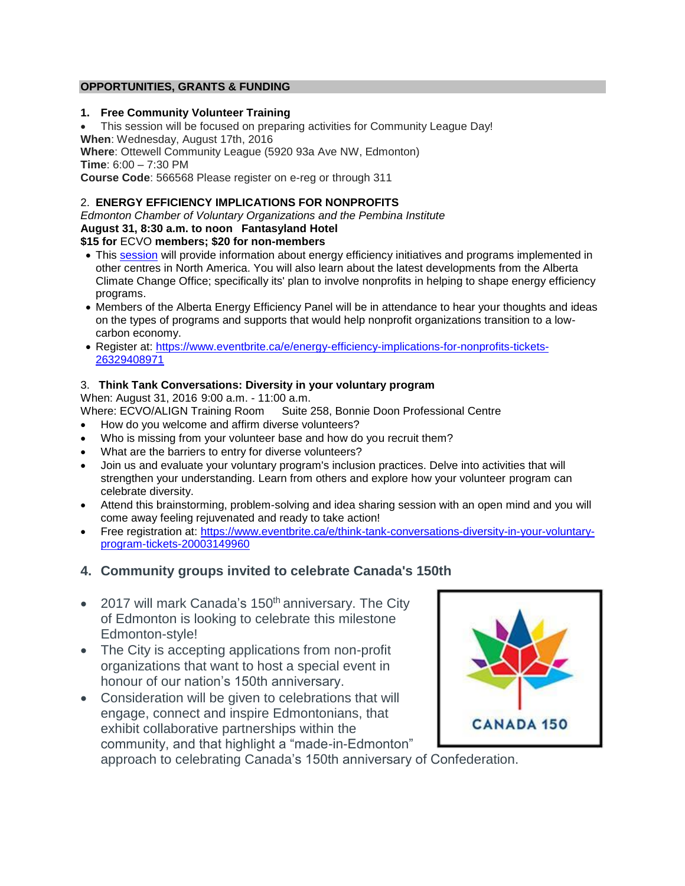## OPPORTUNITIES, GRANTS & FUNDING

### 1. Free Community Volunteer Training

- This session will be focused on preparing activities for Community League Day!

**When**: Wednesday, August 17th, 2016
**Where**: Ottewell Community League (5920 93a Ave NW, Edmonton)
**Time**: 6:00 – 7:30 PM
**Course Code**: 566568 Please register on e-reg or through 311

### 2. ENERGY EFFICIENCY IMPLICATIONS FOR NONPROFITS

*Edmonton Chamber of Voluntary Organizations and the Pembina Institute*
**August 31, 8:30 a.m. to noon Fantasyland Hotel**
**$15 for** ECVO **members; $20 for non-members**

- This session will provide information about energy efficiency initiatives and programs implemented in other centres in North America. You will also learn about the latest developments from the Alberta Climate Change Office; specifically its' plan to involve nonprofits in helping to shape energy efficiency programs.
- Members of the Alberta Energy Efficiency Panel will be in attendance to hear your thoughts and ideas on the types of programs and supports that would help nonprofit organizations transition to a low-carbon economy.
- Register at: https://www.eventbrite.ca/e/energy-efficiency-implications-for-nonprofits-tickets-26329408971

### 3. Think Tank Conversations: Diversity in your voluntary program

When: August 31, 2016 9:00 a.m. - 11:00 a.m.
Where: ECVO/ALIGN Training Room Suite 258, Bonnie Doon Professional Centre

- How do you welcome and affirm diverse volunteers?
- Who is missing from your volunteer base and how do you recruit them?
- What are the barriers to entry for diverse volunteers?
- Join us and evaluate your voluntary program's inclusion practices. Delve into activities that will strengthen your understanding. Learn from others and explore how your volunteer program can celebrate diversity.
- Attend this brainstorming, problem-solving and idea sharing session with an open mind and you will come away feeling rejuvenated and ready to take action!
- Free registration at: https://www.eventbrite.ca/e/think-tank-conversations-diversity-in-your-voluntary-program-tickets-20003149960

### 4. Community groups invited to celebrate Canada's 150th

- 2017 will mark Canada's 150th anniversary. The City of Edmonton is looking to celebrate this milestone Edmonton-style!
- The City is accepting applications from non-profit organizations that want to host a special event in honour of our nation's 150th anniversary.
- Consideration will be given to celebrations that will engage, connect and inspire Edmontonians, that exhibit collaborative partnerships within the community, and that highlight a "made-in-Edmonton" approach to celebrating Canada's 150th anniversary of Confederation.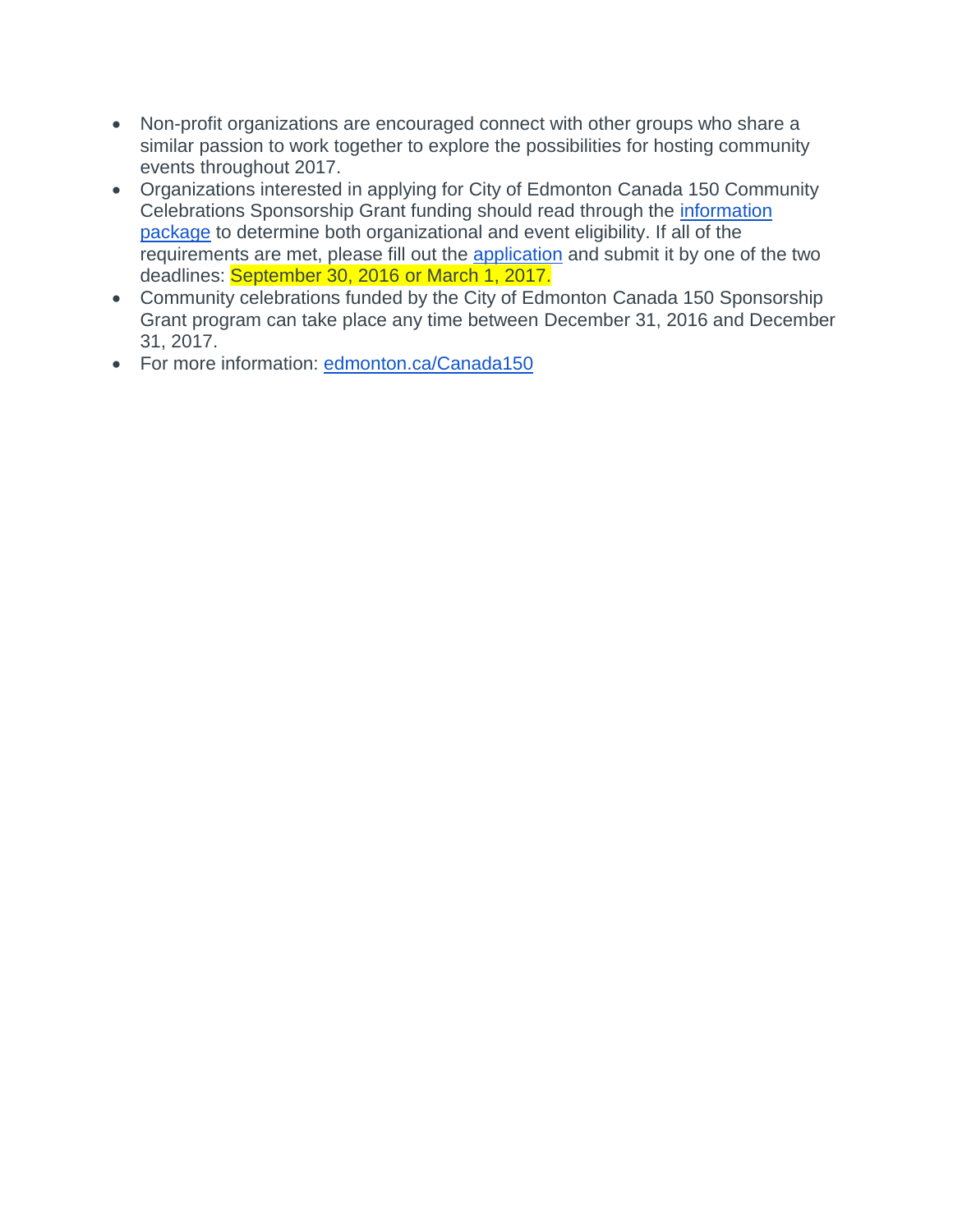- Non-profit organizations are encouraged connect with other groups who share a similar passion to work together to explore the possibilities for hosting community events throughout 2017.
- Organizations interested in applying for City of Edmonton Canada 150 Community Celebrations Sponsorship Grant funding should read through the information package to determine both organizational and event eligibility. If all of the requirements are met, please fill out the application and submit it by one of the two deadlines: September 30, 2016 or March 1, 2017.
- Community celebrations funded by the City of Edmonton Canada 150 Sponsorship Grant program can take place any time between December 31, 2016 and December 31, 2017.
- For more information: edmonton.ca/Canada150